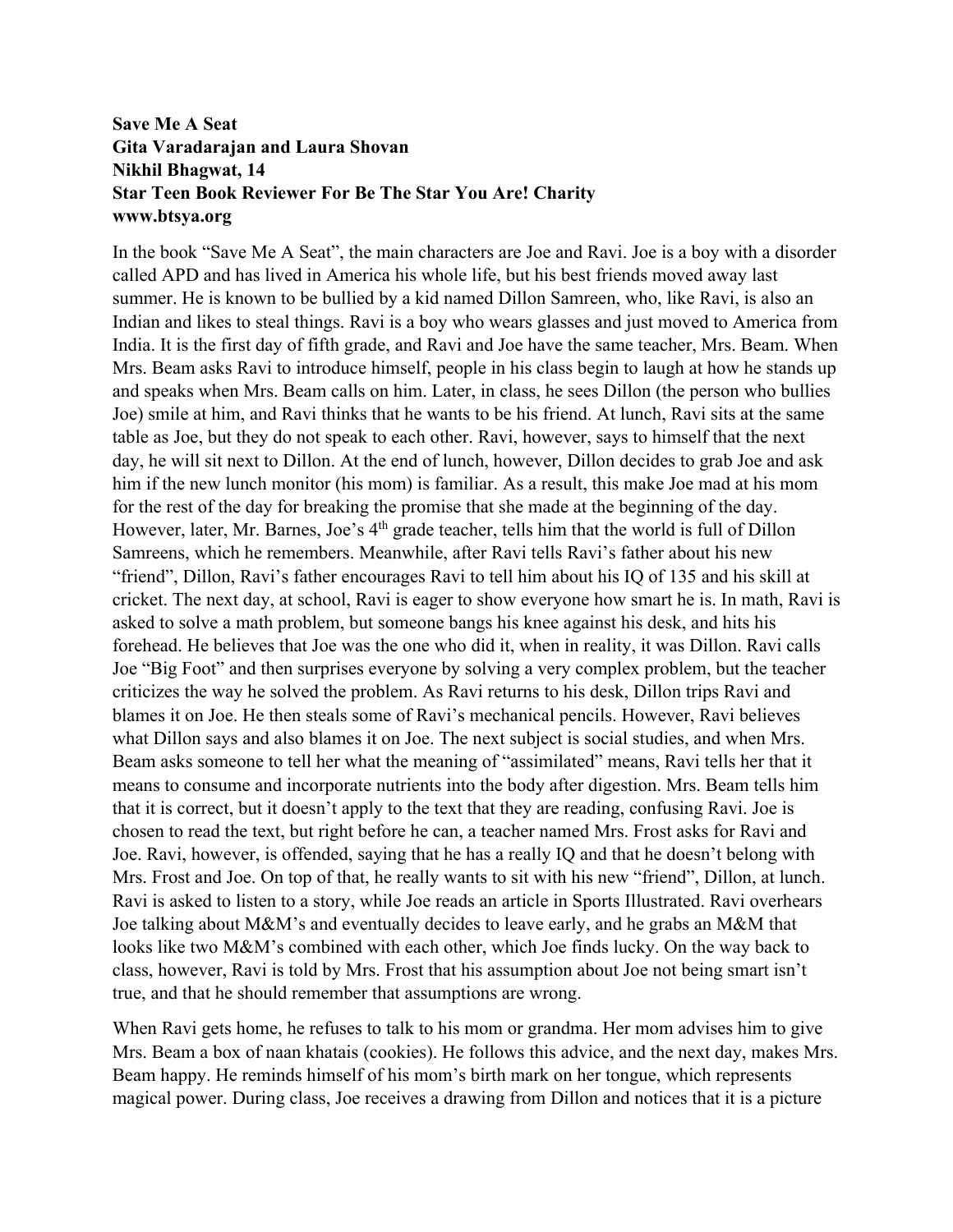**Save Me A Seat**
**Gita Varadarajan and Laura Shovan**
**Nikhil Bhagwat, 14**
**Star Teen Book Reviewer For Be The Star You Are! Charity**
**www.btsya.org**

In the book "Save Me A Seat", the main characters are Joe and Ravi. Joe is a boy with a disorder called APD and has lived in America his whole life, but his best friends moved away last summer. He is known to be bullied by a kid named Dillon Samreen, who, like Ravi, is also an Indian and likes to steal things. Ravi is a boy who wears glasses and just moved to America from India. It is the first day of fifth grade, and Ravi and Joe have the same teacher, Mrs. Beam. When Mrs. Beam asks Ravi to introduce himself, people in his class begin to laugh at how he stands up and speaks when Mrs. Beam calls on him. Later, in class, he sees Dillon (the person who bullies Joe) smile at him, and Ravi thinks that he wants to be his friend. At lunch, Ravi sits at the same table as Joe, but they do not speak to each other. Ravi, however, says to himself that the next day, he will sit next to Dillon. At the end of lunch, however, Dillon decides to grab Joe and ask him if the new lunch monitor (his mom) is familiar. As a result, this make Joe mad at his mom for the rest of the day for breaking the promise that she made at the beginning of the day. However, later, Mr. Barnes, Joe's 4th grade teacher, tells him that the world is full of Dillon Samreens, which he remembers. Meanwhile, after Ravi tells Ravi's father about his new "friend", Dillon, Ravi's father encourages Ravi to tell him about his IQ of 135 and his skill at cricket. The next day, at school, Ravi is eager to show everyone how smart he is. In math, Ravi is asked to solve a math problem, but someone bangs his knee against his desk, and hits his forehead. He believes that Joe was the one who did it, when in reality, it was Dillon. Ravi calls Joe "Big Foot" and then surprises everyone by solving a very complex problem, but the teacher criticizes the way he solved the problem. As Ravi returns to his desk, Dillon trips Ravi and blames it on Joe. He then steals some of Ravi's mechanical pencils. However, Ravi believes what Dillon says and also blames it on Joe. The next subject is social studies, and when Mrs. Beam asks someone to tell her what the meaning of "assimilated" means, Ravi tells her that it means to consume and incorporate nutrients into the body after digestion. Mrs. Beam tells him that it is correct, but it doesn't apply to the text that they are reading, confusing Ravi. Joe is chosen to read the text, but right before he can, a teacher named Mrs. Frost asks for Ravi and Joe. Ravi, however, is offended, saying that he has a really IQ and that he doesn't belong with Mrs. Frost and Joe. On top of that, he really wants to sit with his new "friend", Dillon, at lunch. Ravi is asked to listen to a story, while Joe reads an article in Sports Illustrated. Ravi overhears Joe talking about M&M's and eventually decides to leave early, and he grabs an M&M that looks like two M&M's combined with each other, which Joe finds lucky. On the way back to class, however, Ravi is told by Mrs. Frost that his assumption about Joe not being smart isn't true, and that he should remember that assumptions are wrong.

When Ravi gets home, he refuses to talk to his mom or grandma. Her mom advises him to give Mrs. Beam a box of naan khatais (cookies). He follows this advice, and the next day, makes Mrs. Beam happy. He reminds himself of his mom's birth mark on her tongue, which represents magical power. During class, Joe receives a drawing from Dillon and notices that it is a picture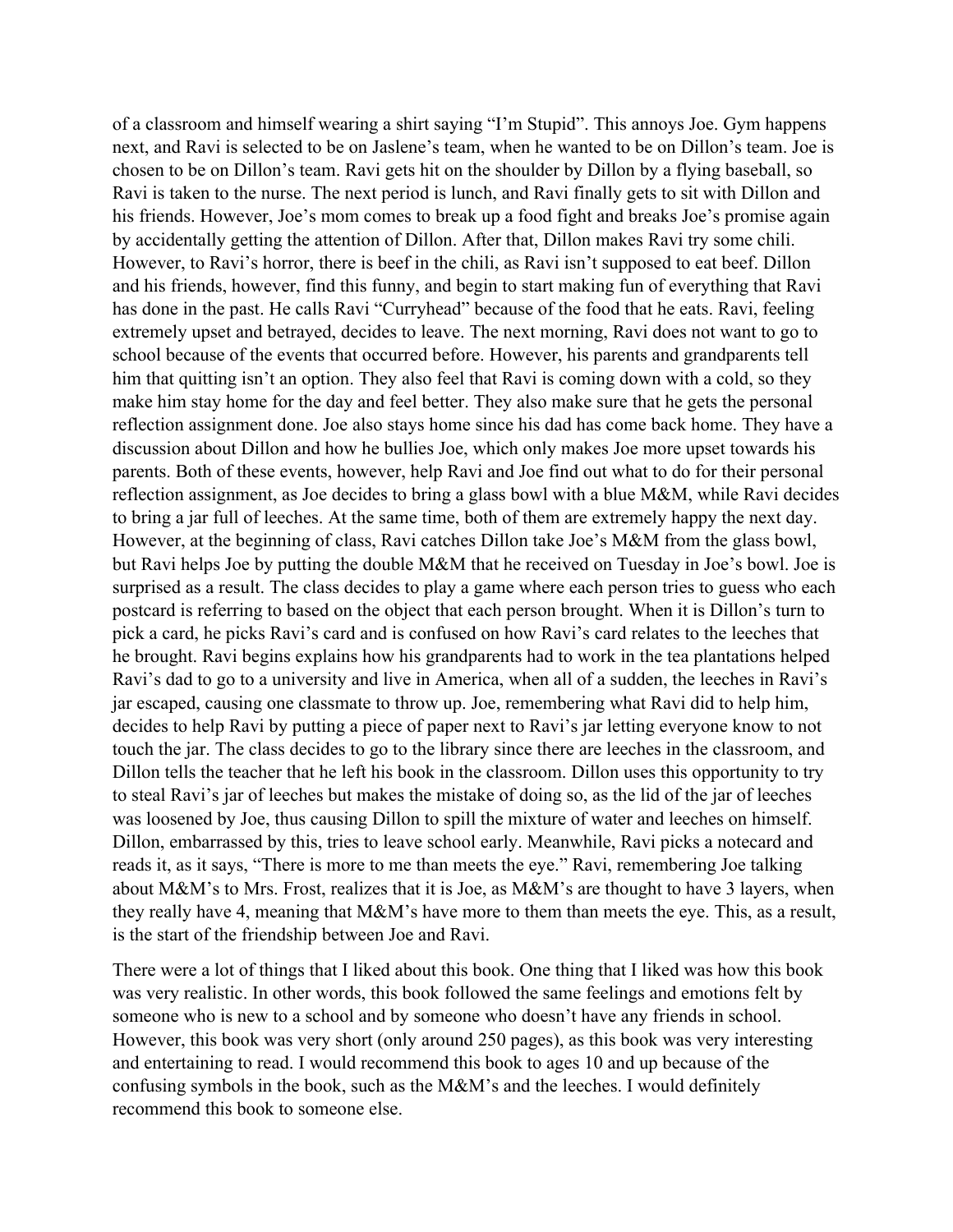of a classroom and himself wearing a shirt saying "I'm Stupid". This annoys Joe. Gym happens next, and Ravi is selected to be on Jaslene's team, when he wanted to be on Dillon's team. Joe is chosen to be on Dillon's team. Ravi gets hit on the shoulder by Dillon by a flying baseball, so Ravi is taken to the nurse. The next period is lunch, and Ravi finally gets to sit with Dillon and his friends. However, Joe's mom comes to break up a food fight and breaks Joe's promise again by accidentally getting the attention of Dillon. After that, Dillon makes Ravi try some chili. However, to Ravi's horror, there is beef in the chili, as Ravi isn't supposed to eat beef. Dillon and his friends, however, find this funny, and begin to start making fun of everything that Ravi has done in the past. He calls Ravi "Curryhead" because of the food that he eats. Ravi, feeling extremely upset and betrayed, decides to leave. The next morning, Ravi does not want to go to school because of the events that occurred before. However, his parents and grandparents tell him that quitting isn't an option. They also feel that Ravi is coming down with a cold, so they make him stay home for the day and feel better. They also make sure that he gets the personal reflection assignment done. Joe also stays home since his dad has come back home. They have a discussion about Dillon and how he bullies Joe, which only makes Joe more upset towards his parents. Both of these events, however, help Ravi and Joe find out what to do for their personal reflection assignment, as Joe decides to bring a glass bowl with a blue M&M, while Ravi decides to bring a jar full of leeches. At the same time, both of them are extremely happy the next day. However, at the beginning of class, Ravi catches Dillon take Joe's M&M from the glass bowl, but Ravi helps Joe by putting the double M&M that he received on Tuesday in Joe's bowl. Joe is surprised as a result. The class decides to play a game where each person tries to guess who each postcard is referring to based on the object that each person brought. When it is Dillon's turn to pick a card, he picks Ravi's card and is confused on how Ravi's card relates to the leeches that he brought. Ravi begins explains how his grandparents had to work in the tea plantations helped Ravi's dad to go to a university and live in America, when all of a sudden, the leeches in Ravi's jar escaped, causing one classmate to throw up. Joe, remembering what Ravi did to help him, decides to help Ravi by putting a piece of paper next to Ravi's jar letting everyone know to not touch the jar. The class decides to go to the library since there are leeches in the classroom, and Dillon tells the teacher that he left his book in the classroom. Dillon uses this opportunity to try to steal Ravi's jar of leeches but makes the mistake of doing so, as the lid of the jar of leeches was loosened by Joe, thus causing Dillon to spill the mixture of water and leeches on himself. Dillon, embarrassed by this, tries to leave school early. Meanwhile, Ravi picks a notecard and reads it, as it says, "There is more to me than meets the eye." Ravi, remembering Joe talking about M&M's to Mrs. Frost, realizes that it is Joe, as M&M's are thought to have 3 layers, when they really have 4, meaning that M&M's have more to them than meets the eye. This, as a result, is the start of the friendship between Joe and Ravi.

There were a lot of things that I liked about this book. One thing that I liked was how this book was very realistic. In other words, this book followed the same feelings and emotions felt by someone who is new to a school and by someone who doesn't have any friends in school. However, this book was very short (only around 250 pages), as this book was very interesting and entertaining to read. I would recommend this book to ages 10 and up because of the confusing symbols in the book, such as the M&M's and the leeches. I would definitely recommend this book to someone else.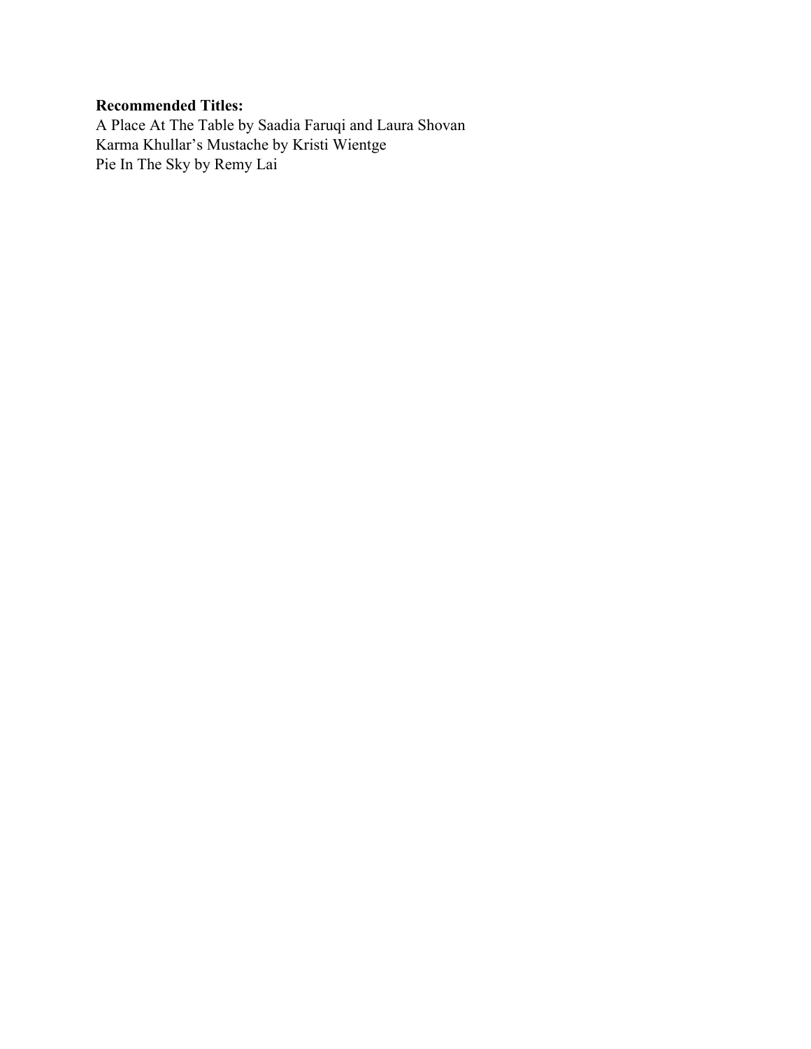**Recommended Titles:**

A Place At The Table by Saadia Faruqi and Laura Shovan  
Karma Khullar's Mustache by Kristi Wientge  
Pie In The Sky by Remy Lai